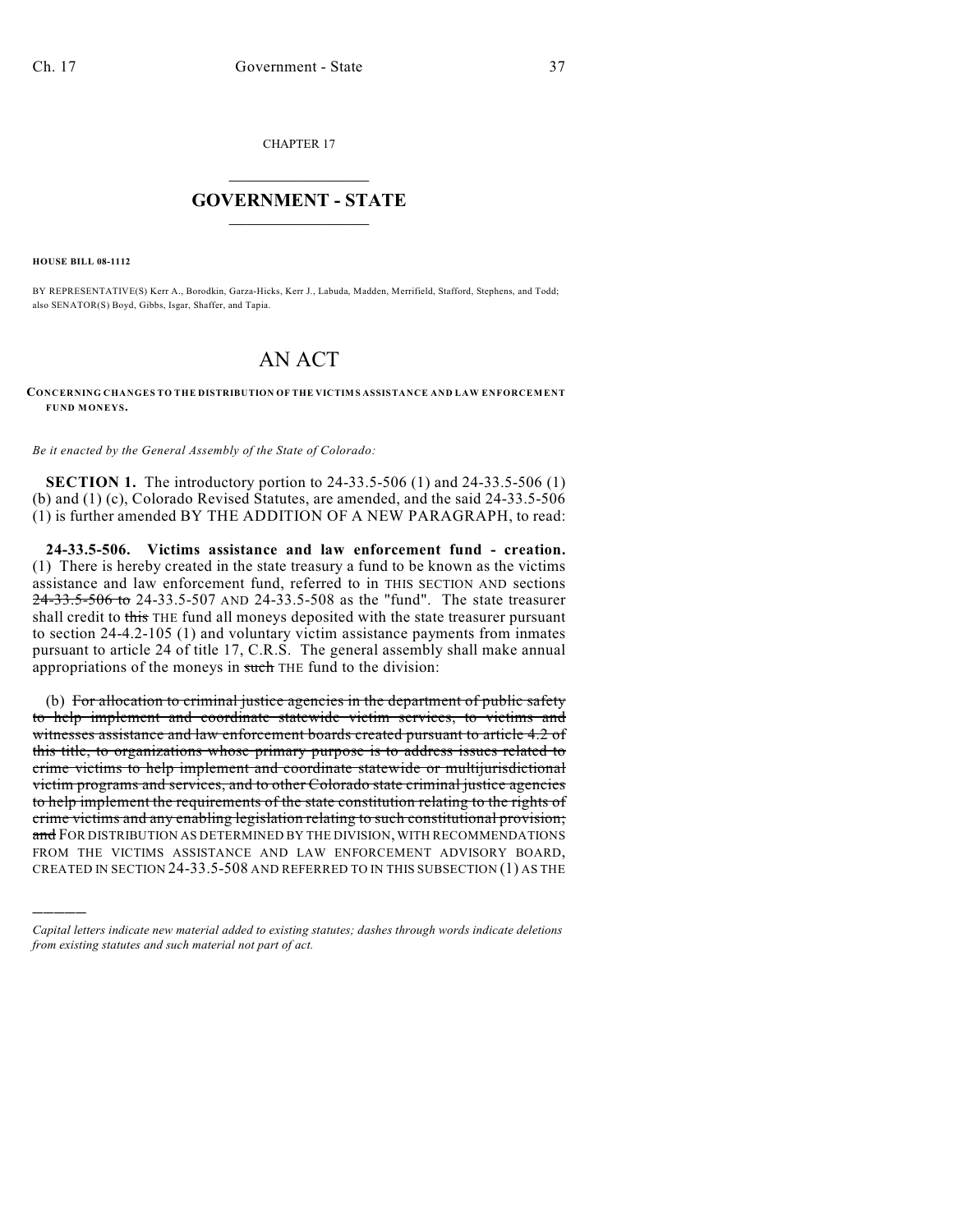CHAPTER 17

# GOVERNMENT - STATE

**HOUSE BILL 08-1112**

BY REPRESENTATIVE(S) Kerr A., Borodkin, Garza-Hicks, Kerr J., Labuda, Madden, Merrifield, Stafford, Stephens, and Todd; also SENATOR(S) Boyd, Gibbs, Isgar, Shaffer, and Tapia.

# AN ACT

**CONCERNING CHANGES TO THE DISTRIBUTION OF THE VICTIMS ASSISTANCE AND LAW ENFORCEMENT FUND MONEYS.**

*Be it enacted by the General Assembly of the State of Colorado:*

**SECTION 1.** The introductory portion to 24-33.5-506 (1) and 24-33.5-506 (1) (b) and (1) (c), Colorado Revised Statutes, are amended, and the said 24-33.5-506 (1) is further amended BY THE ADDITION OF A NEW PARAGRAPH, to read:

**24-33.5-506. Victims assistance and law enforcement fund - creation.** (1) There is hereby created in the state treasury a fund to be known as the victims assistance and law enforcement fund, referred to in THIS SECTION AND sections ~~24-33.5-506 to~~ 24-33.5-507 AND 24-33.5-508 as the "fund". The state treasurer shall credit to ~~this~~ THE fund all moneys deposited with the state treasurer pursuant to section 24-4.2-105 (1) and voluntary victim assistance payments from inmates pursuant to article 24 of title 17, C.R.S. The general assembly shall make annual appropriations of the moneys in ~~such~~ THE fund to the division:

(b) ~~For allocation to criminal justice agencies in the department of public safety to help implement and coordinate statewide victim services, to victims and witnesses assistance and law enforcement boards created pursuant to article 4.2 of this title, to organizations whose primary purpose is to address issues related to crime victims to help implement and coordinate statewide or multijurisdictional victim programs and services, and to other Colorado state criminal justice agencies to help implement the requirements of the state constitution relating to the rights of crime victims and any enabling legislation relating to such constitutional provision; and~~ FOR DISTRIBUTION AS DETERMINED BY THE DIVISION, WITH RECOMMENDATIONS FROM THE VICTIMS ASSISTANCE AND LAW ENFORCEMENT ADVISORY BOARD, CREATED IN SECTION 24-33.5-508 AND REFERRED TO IN THIS SUBSECTION (1) AS THE

---

*Capital letters indicate new material added to existing statutes; dashes through words indicate deletions from existing statutes and such material not part of act.*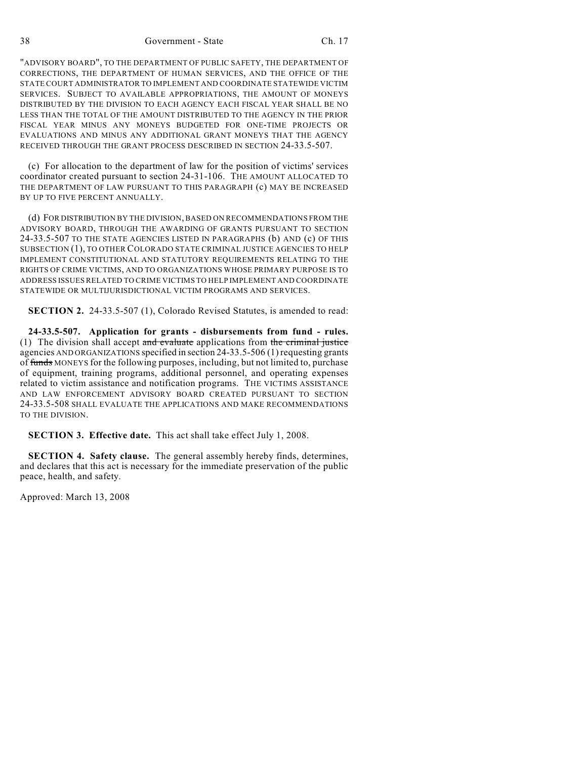"ADVISORY BOARD", TO THE DEPARTMENT OF PUBLIC SAFETY, THE DEPARTMENT OF CORRECTIONS, THE DEPARTMENT OF HUMAN SERVICES, AND THE OFFICE OF THE STATE COURT ADMINISTRATOR TO IMPLEMENT AND COORDINATE STATEWIDE VICTIM SERVICES. SUBJECT TO AVAILABLE APPROPRIATIONS, THE AMOUNT OF MONEYS DISTRIBUTED BY THE DIVISION TO EACH AGENCY EACH FISCAL YEAR SHALL BE NO LESS THAN THE TOTAL OF THE AMOUNT DISTRIBUTED TO THE AGENCY IN THE PRIOR FISCAL YEAR MINUS ANY MONEYS BUDGETED FOR ONE-TIME PROJECTS OR EVALUATIONS AND MINUS ANY ADDITIONAL GRANT MONEYS THAT THE AGENCY RECEIVED THROUGH THE GRANT PROCESS DESCRIBED IN SECTION 24-33.5-507.

(c) For allocation to the department of law for the position of victims' services coordinator created pursuant to section 24-31-106. THE AMOUNT ALLOCATED TO THE DEPARTMENT OF LAW PURSUANT TO THIS PARAGRAPH (c) MAY BE INCREASED BY UP TO FIVE PERCENT ANNUALLY.

(d) FOR DISTRIBUTION BY THE DIVISION, BASED ON RECOMMENDATIONS FROM THE ADVISORY BOARD, THROUGH THE AWARDING OF GRANTS PURSUANT TO SECTION 24-33.5-507 TO THE STATE AGENCIES LISTED IN PARAGRAPHS (b) AND (c) OF THIS SUBSECTION (1), TO OTHER COLORADO STATE CRIMINAL JUSTICE AGENCIES TO HELP IMPLEMENT CONSTITUTIONAL AND STATUTORY REQUIREMENTS RELATING TO THE RIGHTS OF CRIME VICTIMS, AND TO ORGANIZATIONS WHOSE PRIMARY PURPOSE IS TO ADDRESS ISSUES RELATED TO CRIME VICTIMS TO HELP IMPLEMENT AND COORDINATE STATEWIDE OR MULTIJURISDICTIONAL VICTIM PROGRAMS AND SERVICES.

**SECTION 2.** 24-33.5-507 (1), Colorado Revised Statutes, is amended to read:

**24-33.5-507. Application for grants - disbursements from fund - rules.** (1) The division shall accept ~~and evaluate~~ applications from ~~the criminal justice~~ agencies AND ORGANIZATIONS specified in section 24-33.5-506 (1) requesting grants of ~~funds~~ MONEYS for the following purposes, including, but not limited to, purchase of equipment, training programs, additional personnel, and operating expenses related to victim assistance and notification programs. THE VICTIMS ASSISTANCE AND LAW ENFORCEMENT ADVISORY BOARD CREATED PURSUANT TO SECTION 24-33.5-508 SHALL EVALUATE THE APPLICATIONS AND MAKE RECOMMENDATIONS TO THE DIVISION.

**SECTION 3. Effective date.** This act shall take effect July 1, 2008.

**SECTION 4. Safety clause.** The general assembly hereby finds, determines, and declares that this act is necessary for the immediate preservation of the public peace, health, and safety.

Approved: March 13, 2008